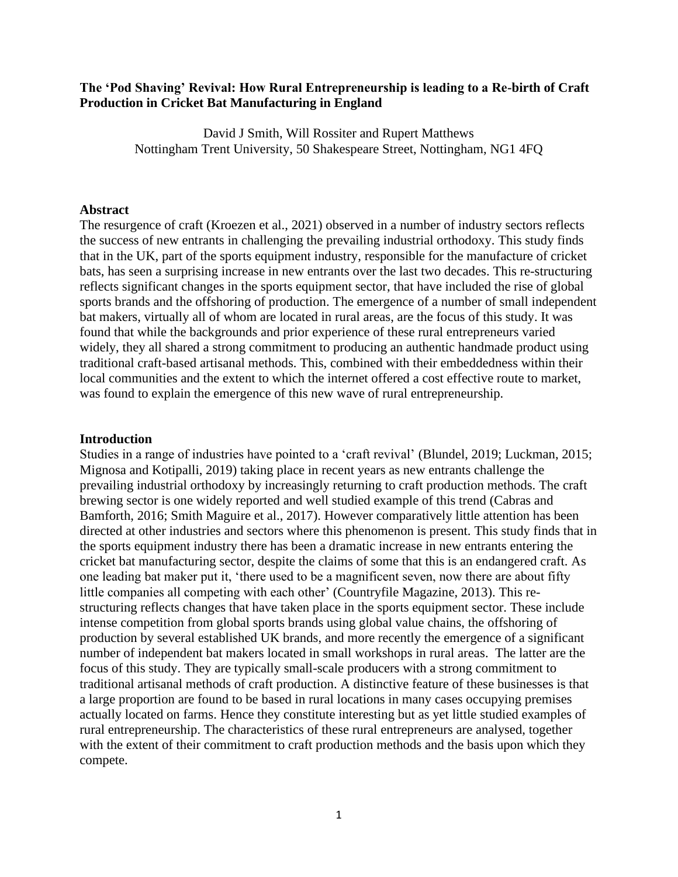# The 'Pod Shaving' Revival: How Rural Entrepreneurship is leading to a Re-birth of Craft Production in Cricket Bat Manufacturing in England

David J Smith, Will Rossiter and Rupert Matthews
Nottingham Trent University, 50 Shakespeare Street, Nottingham, NG1 4FQ

## Abstract

The resurgence of craft (Kroezen et al., 2021) observed in a number of industry sectors reflects the success of new entrants in challenging the prevailing industrial orthodoxy. This study finds that in the UK, part of the sports equipment industry, responsible for the manufacture of cricket bats, has seen a surprising increase in new entrants over the last two decades. This re-structuring reflects significant changes in the sports equipment sector, that have included the rise of global sports brands and the offshoring of production. The emergence of a number of small independent bat makers, virtually all of whom are located in rural areas, are the focus of this study. It was found that while the backgrounds and prior experience of these rural entrepreneurs varied widely, they all shared a strong commitment to producing an authentic handmade product using traditional craft-based artisanal methods. This, combined with their embeddedness within their local communities and the extent to which the internet offered a cost effective route to market, was found to explain the emergence of this new wave of rural entrepreneurship.

## Introduction

Studies in a range of industries have pointed to a 'craft revival' (Blundel, 2019; Luckman, 2015; Mignosa and Kotipalli, 2019) taking place in recent years as new entrants challenge the prevailing industrial orthodoxy by increasingly returning to craft production methods. The craft brewing sector is one widely reported and well studied example of this trend (Cabras and Bamforth, 2016; Smith Maguire et al., 2017). However comparatively little attention has been directed at other industries and sectors where this phenomenon is present. This study finds that in the sports equipment industry there has been a dramatic increase in new entrants entering the cricket bat manufacturing sector, despite the claims of some that this is an endangered craft. As one leading bat maker put it, 'there used to be a magnificent seven, now there are about fifty little companies all competing with each other' (Countryfile Magazine, 2013). This re-structuring reflects changes that have taken place in the sports equipment sector. These include intense competition from global sports brands using global value chains, the offshoring of production by several established UK brands, and more recently the emergence of a significant number of independent bat makers located in small workshops in rural areas. The latter are the focus of this study. They are typically small-scale producers with a strong commitment to traditional artisanal methods of craft production. A distinctive feature of these businesses is that a large proportion are found to be based in rural locations in many cases occupying premises actually located on farms. Hence they constitute interesting but as yet little studied examples of rural entrepreneurship. The characteristics of these rural entrepreneurs are analysed, together with the extent of their commitment to craft production methods and the basis upon which they compete.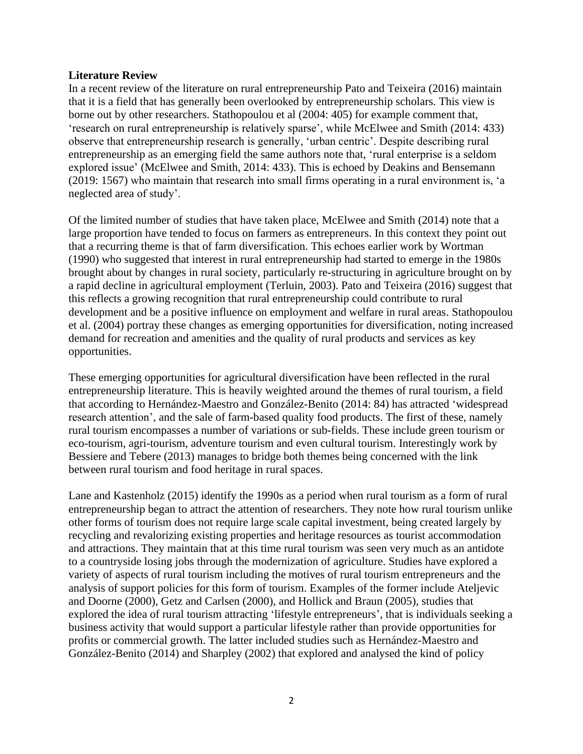**Literature Review**

In a recent review of the literature on rural entrepreneurship Pato and Teixeira (2016) maintain that it is a field that has generally been overlooked by entrepreneurship scholars. This view is borne out by other researchers. Stathopoulou et al (2004: 405) for example comment that, 'research on rural entrepreneurship is relatively sparse', while McElwee and Smith (2014: 433) observe that entrepreneurship research is generally, 'urban centric'. Despite describing rural entrepreneurship as an emerging field the same authors note that, 'rural enterprise is a seldom explored issue' (McElwee and Smith, 2014: 433). This is echoed by Deakins and Bensemann (2019: 1567) who maintain that research into small firms operating in a rural environment is, 'a neglected area of study'.

Of the limited number of studies that have taken place, McElwee and Smith (2014) note that a large proportion have tended to focus on farmers as entrepreneurs. In this context they point out that a recurring theme is that of farm diversification. This echoes earlier work by Wortman (1990) who suggested that interest in rural entrepreneurship had started to emerge in the 1980s brought about by changes in rural society, particularly re-structuring in agriculture brought on by a rapid decline in agricultural employment (Terluin, 2003). Pato and Teixeira (2016) suggest that this reflects a growing recognition that rural entrepreneurship could contribute to rural development and be a positive influence on employment and welfare in rural areas. Stathopoulou et al. (2004) portray these changes as emerging opportunities for diversification, noting increased demand for recreation and amenities and the quality of rural products and services as key opportunities.

These emerging opportunities for agricultural diversification have been reflected in the rural entrepreneurship literature. This is heavily weighted around the themes of rural tourism, a field that according to Hernández-Maestro and González-Benito (2014: 84) has attracted 'widespread research attention', and the sale of farm-based quality food products. The first of these, namely rural tourism encompasses a number of variations or sub-fields. These include green tourism or eco-tourism, agri-tourism, adventure tourism and even cultural tourism. Interestingly work by Bessiere and Tebere (2013) manages to bridge both themes being concerned with the link between rural tourism and food heritage in rural spaces.

Lane and Kastenholz (2015) identify the 1990s as a period when rural tourism as a form of rural entrepreneurship began to attract the attention of researchers. They note how rural tourism unlike other forms of tourism does not require large scale capital investment, being created largely by recycling and revalorizing existing properties and heritage resources as tourist accommodation and attractions. They maintain that at this time rural tourism was seen very much as an antidote to a countryside losing jobs through the modernization of agriculture. Studies have explored a variety of aspects of rural tourism including the motives of rural tourism entrepreneurs and the analysis of support policies for this form of tourism. Examples of the former include Ateljevic and Doorne (2000), Getz and Carlsen (2000), and Hollick and Braun (2005), studies that explored the idea of rural tourism attracting 'lifestyle entrepreneurs', that is individuals seeking a business activity that would support a particular lifestyle rather than provide opportunities for profits or commercial growth. The latter included studies such as Hernández-Maestro and González-Benito (2014) and Sharpley (2002) that explored and analysed the kind of policy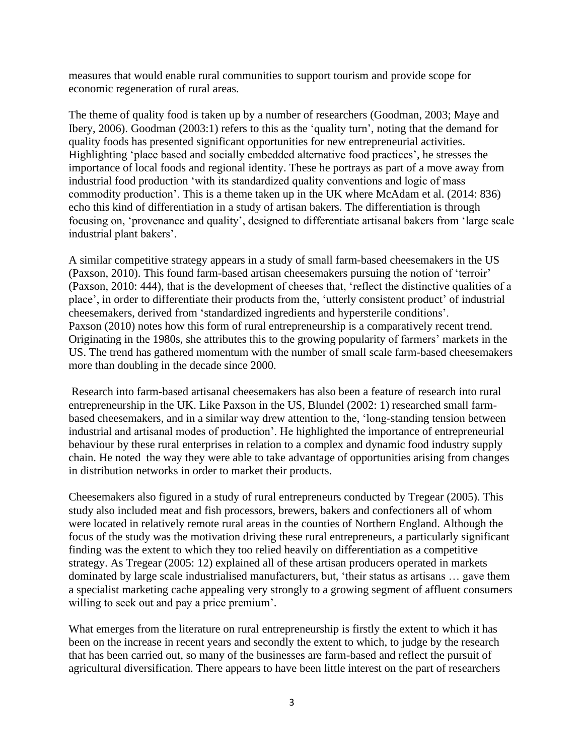measures that would enable rural communities to support tourism and provide scope for economic regeneration of rural areas.

The theme of quality food is taken up by a number of researchers (Goodman, 2003; Maye and Ibery, 2006). Goodman (2003:1) refers to this as the 'quality turn', noting that the demand for quality foods has presented significant opportunities for new entrepreneurial activities. Highlighting 'place based and socially embedded alternative food practices', he stresses the importance of local foods and regional identity. These he portrays as part of a move away from industrial food production 'with its standardized quality conventions and logic of mass commodity production'. This is a theme taken up in the UK where McAdam et al. (2014: 836) echo this kind of differentiation in a study of artisan bakers. The differentiation is through focusing on, 'provenance and quality', designed to differentiate artisanal bakers from 'large scale industrial plant bakers'.

A similar competitive strategy appears in a study of small farm-based cheesemakers in the US (Paxson, 2010). This found farm-based artisan cheesemakers pursuing the notion of 'terroir' (Paxson, 2010: 444), that is the development of cheeses that, 'reflect the distinctive qualities of a place', in order to differentiate their products from the, 'utterly consistent product' of industrial cheesemakers, derived from 'standardized ingredients and hypersterile conditions'. Paxson (2010) notes how this form of rural entrepreneurship is a comparatively recent trend. Originating in the 1980s, she attributes this to the growing popularity of farmers' markets in the US. The trend has gathered momentum with the number of small scale farm-based cheesemakers more than doubling in the decade since 2000.

Research into farm-based artisanal cheesemakers has also been a feature of research into rural entrepreneurship in the UK. Like Paxson in the US, Blundel (2002: 1) researched small farm-based cheesemakers, and in a similar way drew attention to the, 'long-standing tension between industrial and artisanal modes of production'. He highlighted the importance of entrepreneurial behaviour by these rural enterprises in relation to a complex and dynamic food industry supply chain. He noted the way they were able to take advantage of opportunities arising from changes in distribution networks in order to market their products.

Cheesemakers also figured in a study of rural entrepreneurs conducted by Tregear (2005). This study also included meat and fish processors, brewers, bakers and confectioners all of whom were located in relatively remote rural areas in the counties of Northern England. Although the focus of the study was the motivation driving these rural entrepreneurs, a particularly significant finding was the extent to which they too relied heavily on differentiation as a competitive strategy. As Tregear (2005: 12) explained all of these artisan producers operated in markets dominated by large scale industrialised manufacturers, but, 'their status as artisans … gave them a specialist marketing cache appealing very strongly to a growing segment of affluent consumers willing to seek out and pay a price premium'.

What emerges from the literature on rural entrepreneurship is firstly the extent to which it has been on the increase in recent years and secondly the extent to which, to judge by the research that has been carried out, so many of the businesses are farm-based and reflect the pursuit of agricultural diversification. There appears to have been little interest on the part of researchers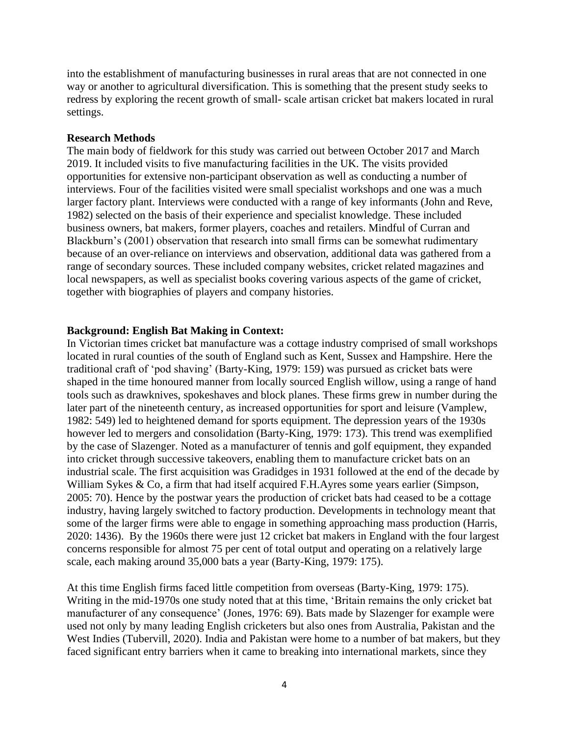into the establishment of manufacturing businesses in rural areas that are not connected in one way or another to agricultural diversification. This is something that the present study seeks to redress by exploring the recent growth of small- scale artisan cricket bat makers located in rural settings.

**Research Methods**

The main body of fieldwork for this study was carried out between October 2017 and March 2019. It included visits to five manufacturing facilities in the UK. The visits provided opportunities for extensive non-participant observation as well as conducting a number of interviews. Four of the facilities visited were small specialist workshops and one was a much larger factory plant. Interviews were conducted with a range of key informants (John and Reve, 1982) selected on the basis of their experience and specialist knowledge. These included business owners, bat makers, former players, coaches and retailers. Mindful of Curran and Blackburn's (2001) observation that research into small firms can be somewhat rudimentary because of an over-reliance on interviews and observation, additional data was gathered from a range of secondary sources. These included company websites, cricket related magazines and local newspapers, as well as specialist books covering various aspects of the game of cricket, together with biographies of players and company histories.

**Background: English Bat Making in Context:**

In Victorian times cricket bat manufacture was a cottage industry comprised of small workshops located in rural counties of the south of England such as Kent, Sussex and Hampshire. Here the traditional craft of 'pod shaving' (Barty-King, 1979: 159) was pursued as cricket bats were shaped in the time honoured manner from locally sourced English willow, using a range of hand tools such as drawknives, spokeshaves and block planes. These firms grew in number during the later part of the nineteenth century, as increased opportunities for sport and leisure (Vamplew, 1982: 549) led to heightened demand for sports equipment. The depression years of the 1930s however led to mergers and consolidation (Barty-King, 1979: 173). This trend was exemplified by the case of Slazenger. Noted as a manufacturer of tennis and golf equipment, they expanded into cricket through successive takeovers, enabling them to manufacture cricket bats on an industrial scale. The first acquisition was Gradidges in 1931 followed at the end of the decade by William Sykes & Co, a firm that had itself acquired F.H.Ayres some years earlier (Simpson, 2005: 70). Hence by the postwar years the production of cricket bats had ceased to be a cottage industry, having largely switched to factory production. Developments in technology meant that some of the larger firms were able to engage in something approaching mass production (Harris, 2020: 1436). By the 1960s there were just 12 cricket bat makers in England with the four largest concerns responsible for almost 75 per cent of total output and operating on a relatively large scale, each making around 35,000 bats a year (Barty-King, 1979: 175).

At this time English firms faced little competition from overseas (Barty-King, 1979: 175). Writing in the mid-1970s one study noted that at this time, 'Britain remains the only cricket bat manufacturer of any consequence' (Jones, 1976: 69). Bats made by Slazenger for example were used not only by many leading English cricketers but also ones from Australia, Pakistan and the West Indies (Tubervill, 2020). India and Pakistan were home to a number of bat makers, but they faced significant entry barriers when it came to breaking into international markets, since they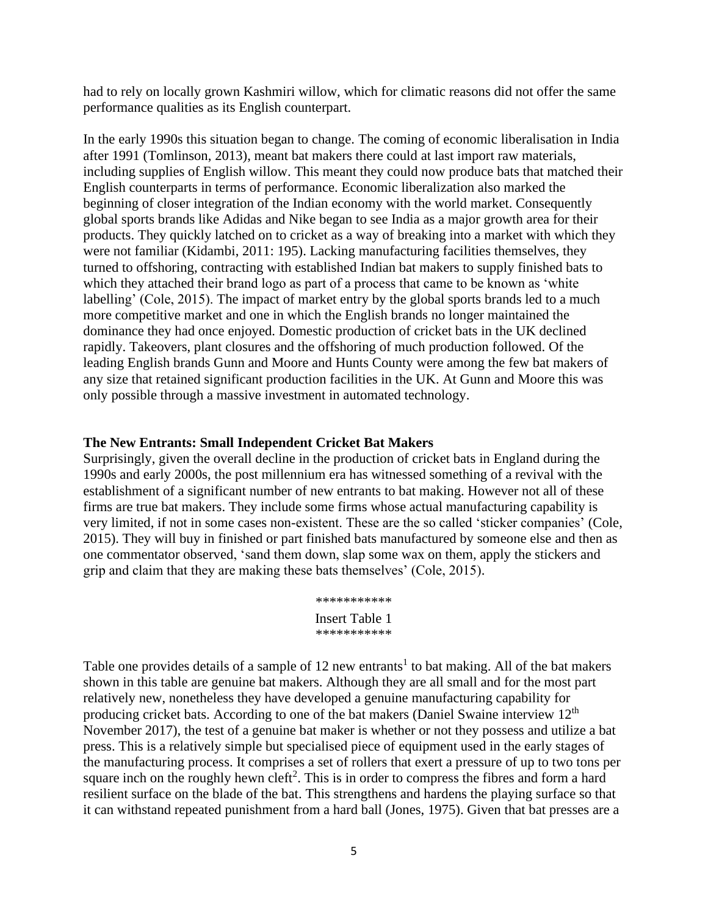had to rely on locally grown Kashmiri willow, which for climatic reasons did not offer the same performance qualities as its English counterpart.

In the early 1990s this situation began to change. The coming of economic liberalisation in India after 1991 (Tomlinson, 2013), meant bat makers there could at last import raw materials, including supplies of English willow. This meant they could now produce bats that matched their English counterparts in terms of performance. Economic liberalization also marked the beginning of closer integration of the Indian economy with the world market. Consequently global sports brands like Adidas and Nike began to see India as a major growth area for their products. They quickly latched on to cricket as a way of breaking into a market with which they were not familiar (Kidambi, 2011: 195). Lacking manufacturing facilities themselves, they turned to offshoring, contracting with established Indian bat makers to supply finished bats to which they attached their brand logo as part of a process that came to be known as 'white labelling' (Cole, 2015). The impact of market entry by the global sports brands led to a much more competitive market and one in which the English brands no longer maintained the dominance they had once enjoyed. Domestic production of cricket bats in the UK declined rapidly. Takeovers, plant closures and the offshoring of much production followed. Of the leading English brands Gunn and Moore and Hunts County were among the few bat makers of any size that retained significant production facilities in the UK. At Gunn and Moore this was only possible through a massive investment in automated technology.

**The New Entrants: Small Independent Cricket Bat Makers**

Surprisingly, given the overall decline in the production of cricket bats in England during the 1990s and early 2000s, the post millennium era has witnessed something of a revival with the establishment of a significant number of new entrants to bat making. However not all of these firms are true bat makers. They include some firms whose actual manufacturing capability is very limited, if not in some cases non-existent. These are the so called 'sticker companies' (Cole, 2015). They will buy in finished or part finished bats manufactured by someone else and then as one commentator observed, 'sand them down, slap some wax on them, apply the stickers and grip and claim that they are making these bats themselves' (Cole, 2015).

***********
Insert Table 1
***********

Table one provides details of a sample of 12 new entrants[1] to bat making. All of the bat makers shown in this table are genuine bat makers. Although they are all small and for the most part relatively new, nonetheless they have developed a genuine manufacturing capability for producing cricket bats. According to one of the bat makers (Daniel Swaine interview 12th November 2017), the test of a genuine bat maker is whether or not they possess and utilize a bat press. This is a relatively simple but specialised piece of equipment used in the early stages of the manufacturing process. It comprises a set of rollers that exert a pressure of up to two tons per square inch on the roughly hewn cleft[2]. This is in order to compress the fibres and form a hard resilient surface on the blade of the bat. This strengthens and hardens the playing surface so that it can withstand repeated punishment from a hard ball (Jones, 1975). Given that bat presses are a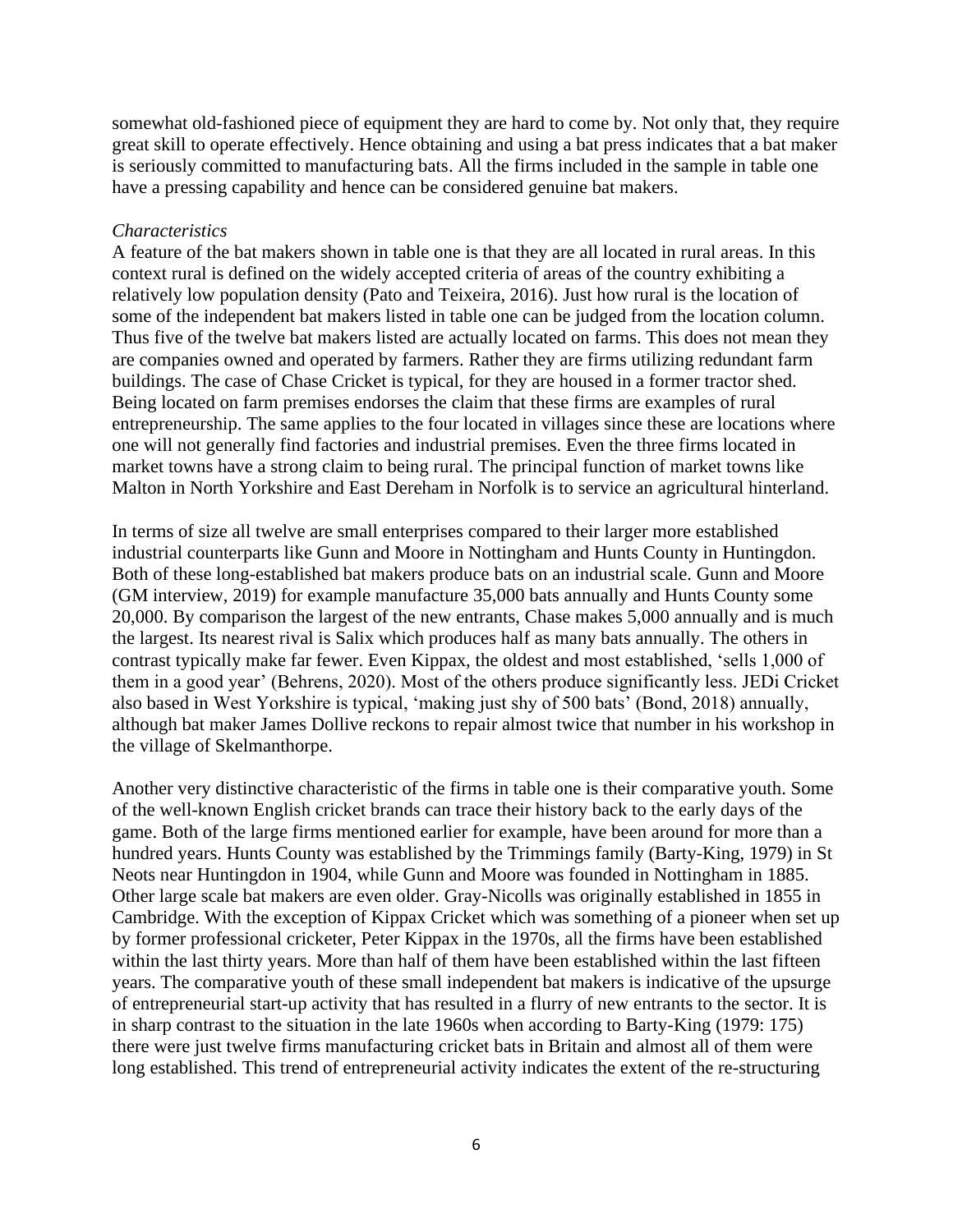somewhat old-fashioned piece of equipment they are hard to come by. Not only that, they require great skill to operate effectively. Hence obtaining and using a bat press indicates that a bat maker is seriously committed to manufacturing bats. All the firms included in the sample in table one have a pressing capability and hence can be considered genuine bat makers.

*Characteristics*

A feature of the bat makers shown in table one is that they are all located in rural areas. In this context rural is defined on the widely accepted criteria of areas of the country exhibiting a relatively low population density (Pato and Teixeira, 2016). Just how rural is the location of some of the independent bat makers listed in table one can be judged from the location column. Thus five of the twelve bat makers listed are actually located on farms. This does not mean they are companies owned and operated by farmers. Rather they are firms utilizing redundant farm buildings. The case of Chase Cricket is typical, for they are housed in a former tractor shed. Being located on farm premises endorses the claim that these firms are examples of rural entrepreneurship. The same applies to the four located in villages since these are locations where one will not generally find factories and industrial premises. Even the three firms located in market towns have a strong claim to being rural. The principal function of market towns like Malton in North Yorkshire and East Dereham in Norfolk is to service an agricultural hinterland.

In terms of size all twelve are small enterprises compared to their larger more established industrial counterparts like Gunn and Moore in Nottingham and Hunts County in Huntingdon. Both of these long-established bat makers produce bats on an industrial scale. Gunn and Moore (GM interview, 2019) for example manufacture 35,000 bats annually and Hunts County some 20,000. By comparison the largest of the new entrants, Chase makes 5,000 annually and is much the largest. Its nearest rival is Salix which produces half as many bats annually. The others in contrast typically make far fewer. Even Kippax, the oldest and most established, 'sells 1,000 of them in a good year' (Behrens, 2020). Most of the others produce significantly less. JEDi Cricket also based in West Yorkshire is typical, 'making just shy of 500 bats' (Bond, 2018) annually, although bat maker James Dollive reckons to repair almost twice that number in his workshop in the village of Skelmanthorpe.

Another very distinctive characteristic of the firms in table one is their comparative youth. Some of the well-known English cricket brands can trace their history back to the early days of the game. Both of the large firms mentioned earlier for example, have been around for more than a hundred years. Hunts County was established by the Trimmings family (Barty-King, 1979) in St Neots near Huntingdon in 1904, while Gunn and Moore was founded in Nottingham in 1885. Other large scale bat makers are even older. Gray-Nicolls was originally established in 1855 in Cambridge. With the exception of Kippax Cricket which was something of a pioneer when set up by former professional cricketer, Peter Kippax in the 1970s, all the firms have been established within the last thirty years. More than half of them have been established within the last fifteen years. The comparative youth of these small independent bat makers is indicative of the upsurge of entrepreneurial start-up activity that has resulted in a flurry of new entrants to the sector. It is in sharp contrast to the situation in the late 1960s when according to Barty-King (1979: 175) there were just twelve firms manufacturing cricket bats in Britain and almost all of them were long established. This trend of entrepreneurial activity indicates the extent of the re-structuring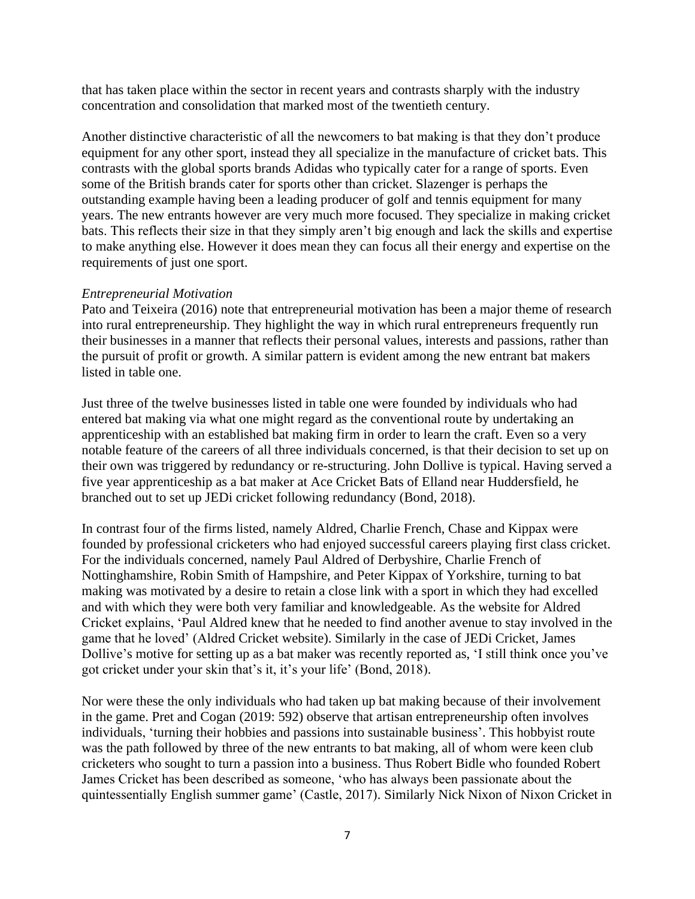that has taken place within the sector in recent years and contrasts sharply with the industry concentration and consolidation that marked most of the twentieth century.

Another distinctive characteristic of all the newcomers to bat making is that they don't produce equipment for any other sport, instead they all specialize in the manufacture of cricket bats. This contrasts with the global sports brands Adidas who typically cater for a range of sports. Even some of the British brands cater for sports other than cricket. Slazenger is perhaps the outstanding example having been a leading producer of golf and tennis equipment for many years. The new entrants however are very much more focused. They specialize in making cricket bats. This reflects their size in that they simply aren't big enough and lack the skills and expertise to make anything else. However it does mean they can focus all their energy and expertise on the requirements of just one sport.

*Entrepreneurial Motivation*

Pato and Teixeira (2016) note that entrepreneurial motivation has been a major theme of research into rural entrepreneurship. They highlight the way in which rural entrepreneurs frequently run their businesses in a manner that reflects their personal values, interests and passions, rather than the pursuit of profit or growth. A similar pattern is evident among the new entrant bat makers listed in table one.

Just three of the twelve businesses listed in table one were founded by individuals who had entered bat making via what one might regard as the conventional route by undertaking an apprenticeship with an established bat making firm in order to learn the craft. Even so a very notable feature of the careers of all three individuals concerned, is that their decision to set up on their own was triggered by redundancy or re-structuring. John Dollive is typical. Having served a five year apprenticeship as a bat maker at Ace Cricket Bats of Elland near Huddersfield, he branched out to set up JEDi cricket following redundancy (Bond, 2018).

In contrast four of the firms listed, namely Aldred, Charlie French, Chase and Kippax were founded by professional cricketers who had enjoyed successful careers playing first class cricket. For the individuals concerned, namely Paul Aldred of Derbyshire, Charlie French of Nottinghamshire, Robin Smith of Hampshire, and Peter Kippax of Yorkshire, turning to bat making was motivated by a desire to retain a close link with a sport in which they had excelled and with which they were both very familiar and knowledgeable. As the website for Aldred Cricket explains, 'Paul Aldred knew that he needed to find another avenue to stay involved in the game that he loved' (Aldred Cricket website). Similarly in the case of JEDi Cricket, James Dollive's motive for setting up as a bat maker was recently reported as, 'I still think once you've got cricket under your skin that's it, it's your life' (Bond, 2018).

Nor were these the only individuals who had taken up bat making because of their involvement in the game. Pret and Cogan (2019: 592) observe that artisan entrepreneurship often involves individuals, 'turning their hobbies and passions into sustainable business'. This hobbyist route was the path followed by three of the new entrants to bat making, all of whom were keen club cricketers who sought to turn a passion into a business. Thus Robert Bidle who founded Robert James Cricket has been described as someone, 'who has always been passionate about the quintessentially English summer game' (Castle, 2017). Similarly Nick Nixon of Nixon Cricket in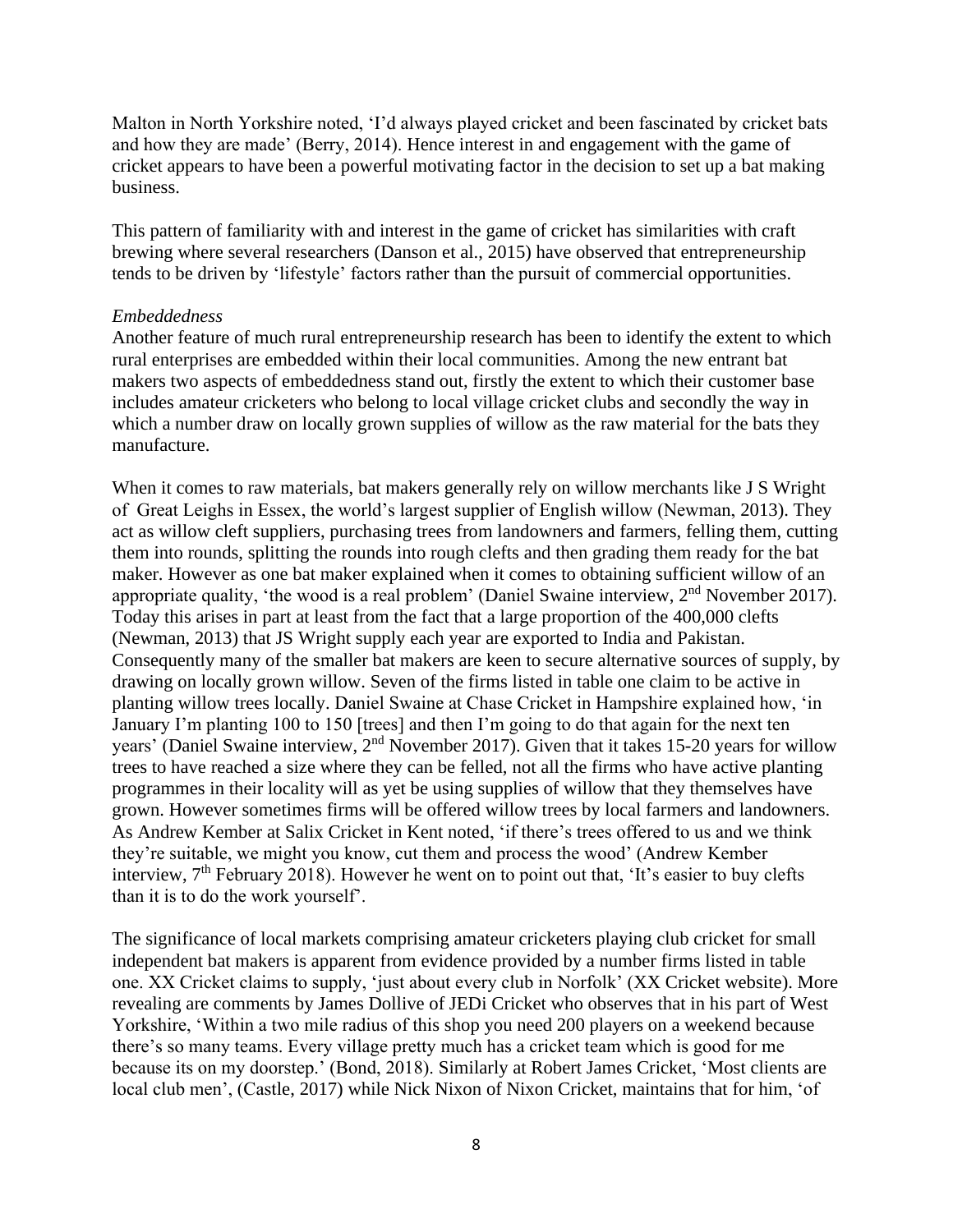Malton in North Yorkshire noted, 'I'd always played cricket and been fascinated by cricket bats and how they are made' (Berry, 2014). Hence interest in and engagement with the game of cricket appears to have been a powerful motivating factor in the decision to set up a bat making business.

This pattern of familiarity with and interest in the game of cricket has similarities with craft brewing where several researchers (Danson et al., 2015) have observed that entrepreneurship tends to be driven by 'lifestyle' factors rather than the pursuit of commercial opportunities.

*Embeddedness*

Another feature of much rural entrepreneurship research has been to identify the extent to which rural enterprises are embedded within their local communities. Among the new entrant bat makers two aspects of embeddedness stand out, firstly the extent to which their customer base includes amateur cricketers who belong to local village cricket clubs and secondly the way in which a number draw on locally grown supplies of willow as the raw material for the bats they manufacture.

When it comes to raw materials, bat makers generally rely on willow merchants like J S Wright of Great Leighs in Essex, the world's largest supplier of English willow (Newman, 2013). They act as willow cleft suppliers, purchasing trees from landowners and farmers, felling them, cutting them into rounds, splitting the rounds into rough clefts and then grading them ready for the bat maker. However as one bat maker explained when it comes to obtaining sufficient willow of an appropriate quality, 'the wood is a real problem' (Daniel Swaine interview, 2nd November 2017). Today this arises in part at least from the fact that a large proportion of the 400,000 clefts (Newman, 2013) that JS Wright supply each year are exported to India and Pakistan. Consequently many of the smaller bat makers are keen to secure alternative sources of supply, by drawing on locally grown willow. Seven of the firms listed in table one claim to be active in planting willow trees locally. Daniel Swaine at Chase Cricket in Hampshire explained how, 'in January I'm planting 100 to 150 [trees] and then I'm going to do that again for the next ten years' (Daniel Swaine interview, 2nd November 2017). Given that it takes 15-20 years for willow trees to have reached a size where they can be felled, not all the firms who have active planting programmes in their locality will as yet be using supplies of willow that they themselves have grown. However sometimes firms will be offered willow trees by local farmers and landowners. As Andrew Kember at Salix Cricket in Kent noted, 'if there's trees offered to us and we think they're suitable, we might you know, cut them and process the wood' (Andrew Kember interview, 7th February 2018). However he went on to point out that, 'It's easier to buy clefts than it is to do the work yourself'.

The significance of local markets comprising amateur cricketers playing club cricket for small independent bat makers is apparent from evidence provided by a number firms listed in table one. XX Cricket claims to supply, 'just about every club in Norfolk' (XX Cricket website). More revealing are comments by James Dollive of JEDi Cricket who observes that in his part of West Yorkshire, 'Within a two mile radius of this shop you need 200 players on a weekend because there's so many teams. Every village pretty much has a cricket team which is good for me because its on my doorstep.' (Bond, 2018). Similarly at Robert James Cricket, 'Most clients are local club men', (Castle, 2017) while Nick Nixon of Nixon Cricket, maintains that for him, 'of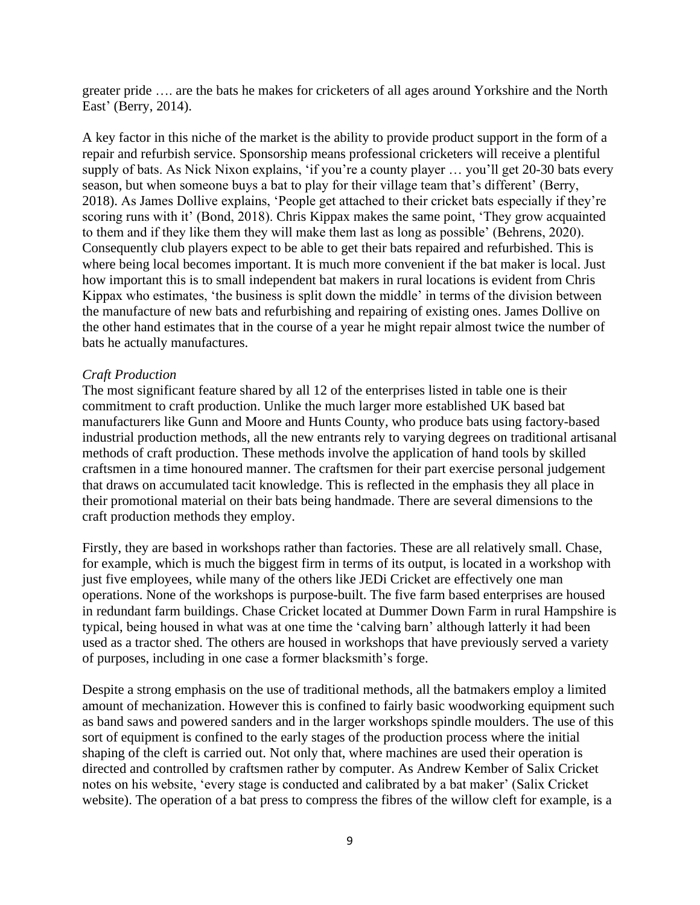greater pride …. are the bats he makes for cricketers of all ages around Yorkshire and the North East' (Berry, 2014).

A key factor in this niche of the market is the ability to provide product support in the form of a repair and refurbish service. Sponsorship means professional cricketers will receive a plentiful supply of bats. As Nick Nixon explains, 'if you're a county player … you'll get 20-30 bats every season, but when someone buys a bat to play for their village team that's different' (Berry, 2018). As James Dollive explains, 'People get attached to their cricket bats especially if they're scoring runs with it' (Bond, 2018). Chris Kippax makes the same point, 'They grow acquainted to them and if they like them they will make them last as long as possible' (Behrens, 2020). Consequently club players expect to be able to get their bats repaired and refurbished. This is where being local becomes important. It is much more convenient if the bat maker is local. Just how important this is to small independent bat makers in rural locations is evident from Chris Kippax who estimates, 'the business is split down the middle' in terms of the division between the manufacture of new bats and refurbishing and repairing of existing ones. James Dollive on the other hand estimates that in the course of a year he might repair almost twice the number of bats he actually manufactures.

*Craft Production*

The most significant feature shared by all 12 of the enterprises listed in table one is their commitment to craft production. Unlike the much larger more established UK based bat manufacturers like Gunn and Moore and Hunts County, who produce bats using factory-based industrial production methods, all the new entrants rely to varying degrees on traditional artisanal methods of craft production. These methods involve the application of hand tools by skilled craftsmen in a time honoured manner. The craftsmen for their part exercise personal judgement that draws on accumulated tacit knowledge. This is reflected in the emphasis they all place in their promotional material on their bats being handmade. There are several dimensions to the craft production methods they employ.

Firstly, they are based in workshops rather than factories. These are all relatively small. Chase, for example, which is much the biggest firm in terms of its output, is located in a workshop with just five employees, while many of the others like JEDi Cricket are effectively one man operations. None of the workshops is purpose-built. The five farm based enterprises are housed in redundant farm buildings. Chase Cricket located at Dummer Down Farm in rural Hampshire is typical, being housed in what was at one time the 'calving barn' although latterly it had been used as a tractor shed. The others are housed in workshops that have previously served a variety of purposes, including in one case a former blacksmith's forge.

Despite a strong emphasis on the use of traditional methods, all the batmakers employ a limited amount of mechanization. However this is confined to fairly basic woodworking equipment such as band saws and powered sanders and in the larger workshops spindle moulders. The use of this sort of equipment is confined to the early stages of the production process where the initial shaping of the cleft is carried out. Not only that, where machines are used their operation is directed and controlled by craftsmen rather by computer. As Andrew Kember of Salix Cricket notes on his website, 'every stage is conducted and calibrated by a bat maker' (Salix Cricket website). The operation of a bat press to compress the fibres of the willow cleft for example, is a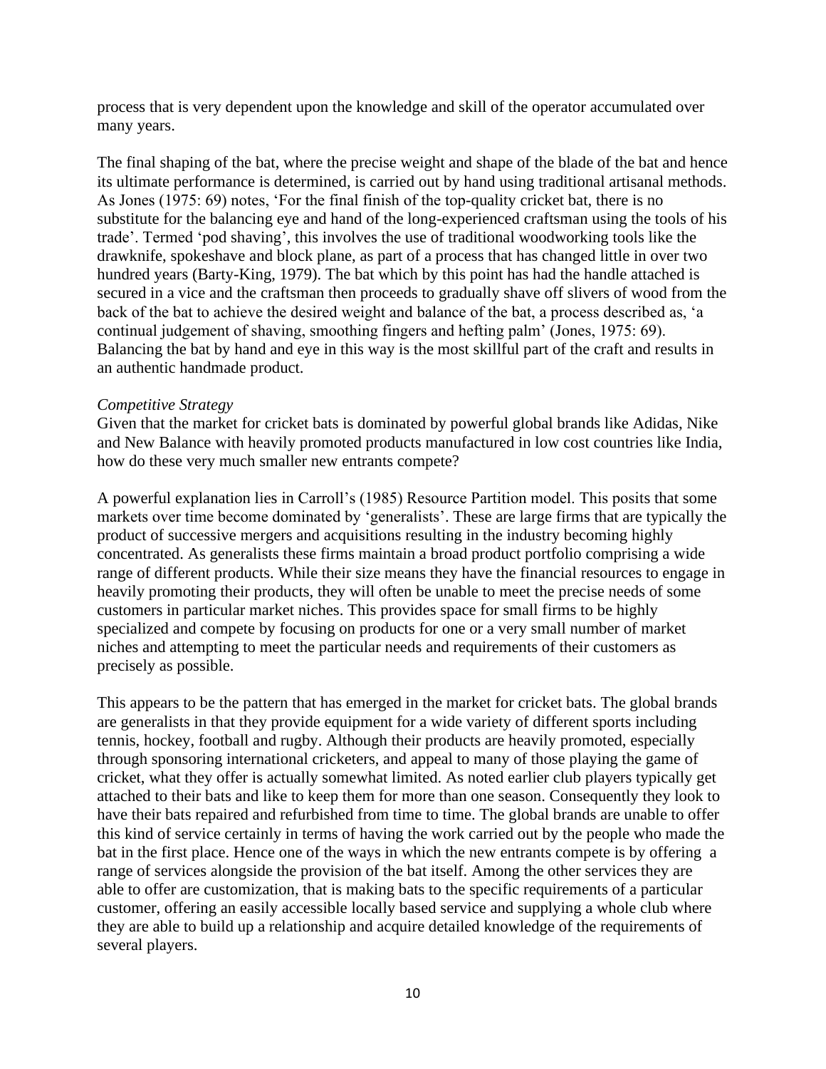process that is very dependent upon the knowledge and skill of the operator accumulated over many years.

The final shaping of the bat, where the precise weight and shape of the blade of the bat and hence its ultimate performance is determined, is carried out by hand using traditional artisanal methods. As Jones (1975: 69) notes, 'For the final finish of the top-quality cricket bat, there is no substitute for the balancing eye and hand of the long-experienced craftsman using the tools of his trade'. Termed 'pod shaving', this involves the use of traditional woodworking tools like the drawknife, spokeshave and block plane, as part of a process that has changed little in over two hundred years (Barty-King, 1979). The bat which by this point has had the handle attached is secured in a vice and the craftsman then proceeds to gradually shave off slivers of wood from the back of the bat to achieve the desired weight and balance of the bat, a process described as, 'a continual judgement of shaving, smoothing fingers and hefting palm' (Jones, 1975: 69). Balancing the bat by hand and eye in this way is the most skillful part of the craft and results in an authentic handmade product.

*Competitive Strategy*

Given that the market for cricket bats is dominated by powerful global brands like Adidas, Nike and New Balance with heavily promoted products manufactured in low cost countries like India, how do these very much smaller new entrants compete?

A powerful explanation lies in Carroll's (1985) Resource Partition model. This posits that some markets over time become dominated by 'generalists'. These are large firms that are typically the product of successive mergers and acquisitions resulting in the industry becoming highly concentrated. As generalists these firms maintain a broad product portfolio comprising a wide range of different products. While their size means they have the financial resources to engage in heavily promoting their products, they will often be unable to meet the precise needs of some customers in particular market niches. This provides space for small firms to be highly specialized and compete by focusing on products for one or a very small number of market niches and attempting to meet the particular needs and requirements of their customers as precisely as possible.

This appears to be the pattern that has emerged in the market for cricket bats. The global brands are generalists in that they provide equipment for a wide variety of different sports including tennis, hockey, football and rugby. Although their products are heavily promoted, especially through sponsoring international cricketers, and appeal to many of those playing the game of cricket, what they offer is actually somewhat limited. As noted earlier club players typically get attached to their bats and like to keep them for more than one season. Consequently they look to have their bats repaired and refurbished from time to time. The global brands are unable to offer this kind of service certainly in terms of having the work carried out by the people who made the bat in the first place. Hence one of the ways in which the new entrants compete is by offering a range of services alongside the provision of the bat itself. Among the other services they are able to offer are customization, that is making bats to the specific requirements of a particular customer, offering an easily accessible locally based service and supplying a whole club where they are able to build up a relationship and acquire detailed knowledge of the requirements of several players.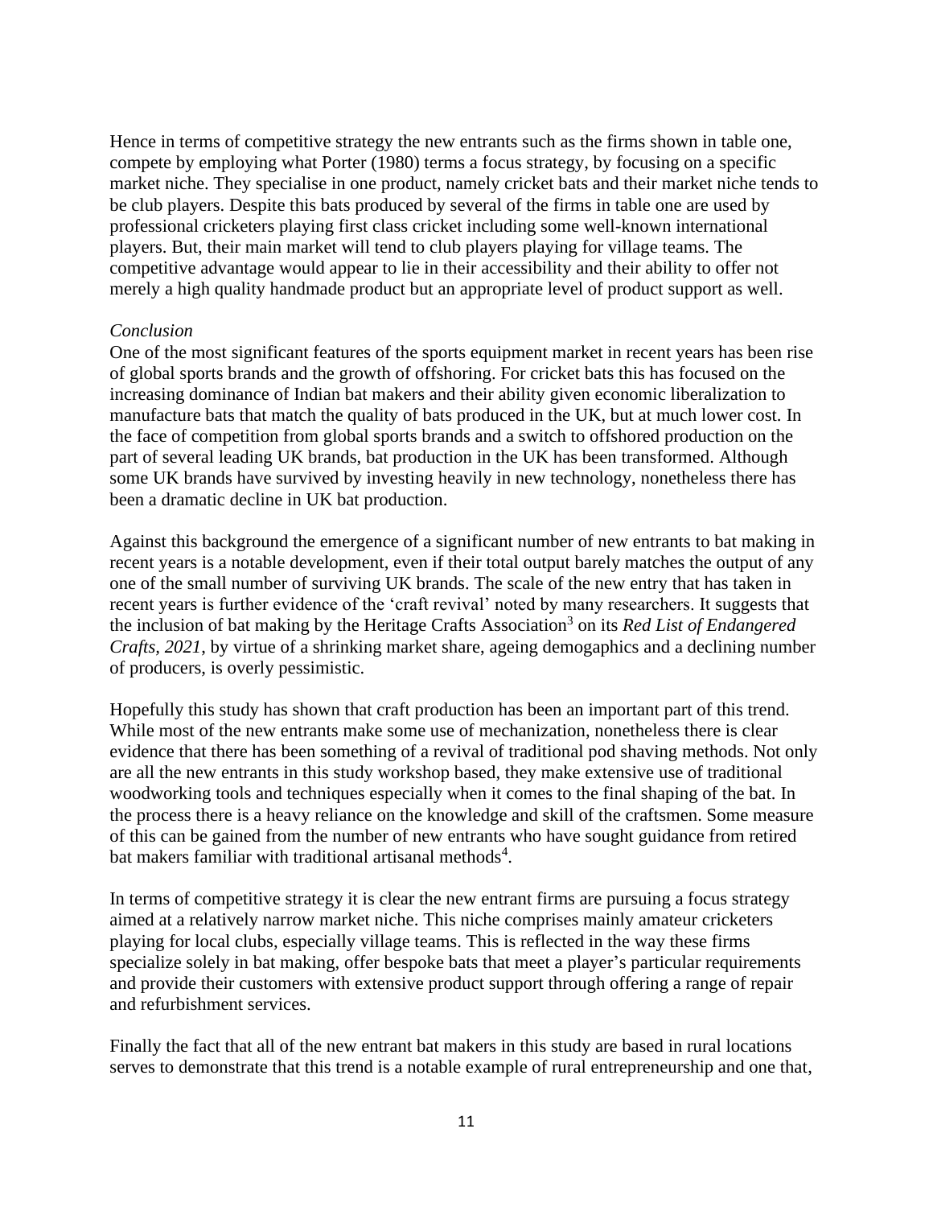Hence in terms of competitive strategy the new entrants such as the firms shown in table one, compete by employing what Porter (1980) terms a focus strategy, by focusing on a specific market niche. They specialise in one product, namely cricket bats and their market niche tends to be club players. Despite this bats produced by several of the firms in table one are used by professional cricketers playing first class cricket including some well-known international players. But, their main market will tend to club players playing for village teams. The competitive advantage would appear to lie in their accessibility and their ability to offer not merely a high quality handmade product but an appropriate level of product support as well.

*Conclusion*

One of the most significant features of the sports equipment market in recent years has been rise of global sports brands and the growth of offshoring. For cricket bats this has focused on the increasing dominance of Indian bat makers and their ability given economic liberalization to manufacture bats that match the quality of bats produced in the UK, but at much lower cost. In the face of competition from global sports brands and a switch to offshored production on the part of several leading UK brands, bat production in the UK has been transformed. Although some UK brands have survived by investing heavily in new technology, nonetheless there has been a dramatic decline in UK bat production.

Against this background the emergence of a significant number of new entrants to bat making in recent years is a notable development, even if their total output barely matches the output of any one of the small number of surviving UK brands. The scale of the new entry that has taken in recent years is further evidence of the 'craft revival' noted by many researchers. It suggests that the inclusion of bat making by the Heritage Crafts Association[3] on its *Red List of Endangered Crafts, 2021*, by virtue of a shrinking market share, ageing demogaphics and a declining number of producers, is overly pessimistic.

Hopefully this study has shown that craft production has been an important part of this trend. While most of the new entrants make some use of mechanization, nonetheless there is clear evidence that there has been something of a revival of traditional pod shaving methods. Not only are all the new entrants in this study workshop based, they make extensive use of traditional woodworking tools and techniques especially when it comes to the final shaping of the bat. In the process there is a heavy reliance on the knowledge and skill of the craftsmen. Some measure of this can be gained from the number of new entrants who have sought guidance from retired bat makers familiar with traditional artisanal methods[4].

In terms of competitive strategy it is clear the new entrant firms are pursuing a focus strategy aimed at a relatively narrow market niche. This niche comprises mainly amateur cricketers playing for local clubs, especially village teams. This is reflected in the way these firms specialize solely in bat making, offer bespoke bats that meet a player's particular requirements and provide their customers with extensive product support through offering a range of repair and refurbishment services.

Finally the fact that all of the new entrant bat makers in this study are based in rural locations serves to demonstrate that this trend is a notable example of rural entrepreneurship and one that,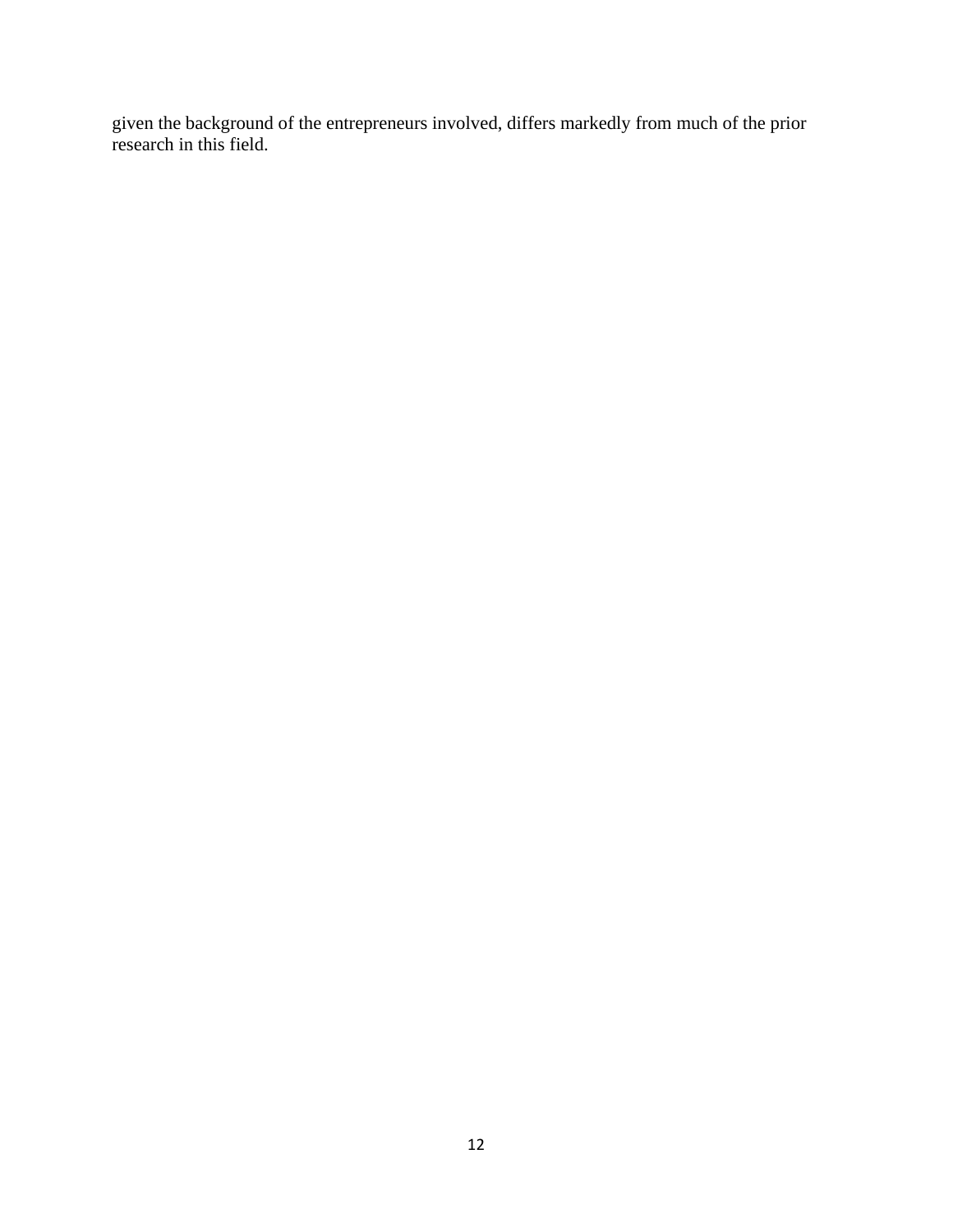given the background of the entrepreneurs involved, differs markedly from much of the prior research in this field.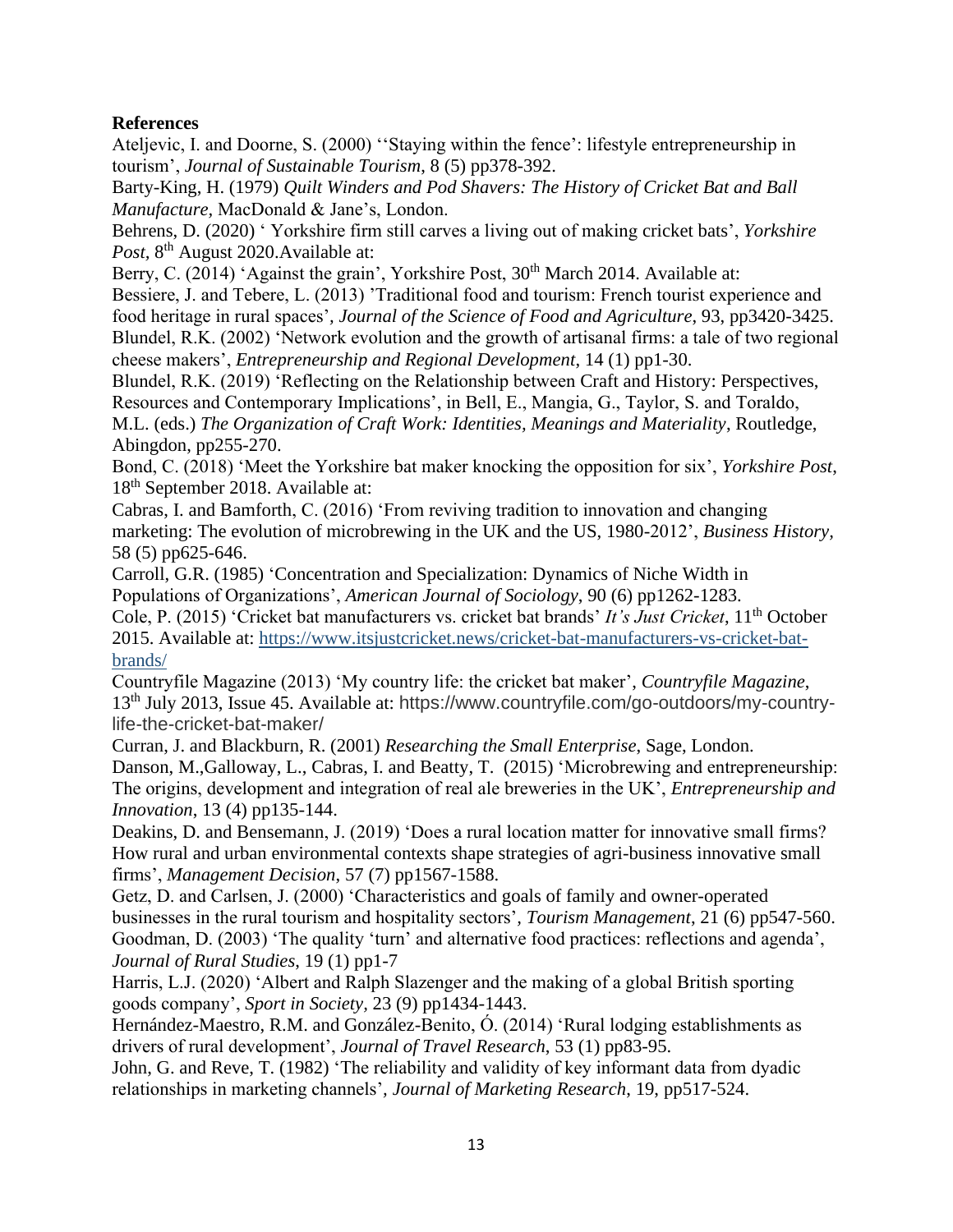**References**

Ateljevic, I. and Doorne, S. (2000) ''Staying within the fence': lifestyle entrepreneurship in tourism', *Journal of Sustainable Tourism*, 8 (5) pp378-392.

Barty-King, H. (1979) *Quilt Winders and Pod Shavers: The History of Cricket Bat and Ball Manufacture*, MacDonald & Jane's, London.

Behrens, D. (2020) ' Yorkshire firm still carves a living out of making cricket bats', *Yorkshire Post*, 8th August 2020.Available at:

Berry, C. (2014) 'Against the grain', Yorkshire Post, 30th March 2014. Available at:

Bessiere, J. and Tebere, L. (2013) 'Traditional food and tourism: French tourist experience and food heritage in rural spaces', *Journal of the Science of Food and Agriculture*, 93, pp3420-3425.

Blundel, R.K. (2002) 'Network evolution and the growth of artisanal firms: a tale of two regional cheese makers', *Entrepreneurship and Regional Development*, 14 (1) pp1-30.

Blundel, R.K. (2019) 'Reflecting on the Relationship between Craft and History: Perspectives, Resources and Contemporary Implications', in Bell, E., Mangia, G., Taylor, S. and Toraldo, M.L. (eds.) *The Organization of Craft Work: Identities, Meanings and Materiality*, Routledge, Abingdon, pp255-270.

Bond, C. (2018) 'Meet the Yorkshire bat maker knocking the opposition for six', *Yorkshire Post*, 18th September 2018. Available at:

Cabras, I. and Bamforth, C. (2016) 'From reviving tradition to innovation and changing marketing: The evolution of microbrewing in the UK and the US, 1980-2012', *Business History*, 58 (5) pp625-646.

Carroll, G.R. (1985) 'Concentration and Specialization: Dynamics of Niche Width in Populations of Organizations', *American Journal of Sociology*, 90 (6) pp1262-1283.

Cole, P. (2015) 'Cricket bat manufacturers vs. cricket bat brands' *It's Just Cricket*, 11th October 2015. Available at: https://www.itsjustcricket.news/cricket-bat-manufacturers-vs-cricket-bat-brands/

Countryfile Magazine (2013) 'My country life: the cricket bat maker', *Countryfile Magazine*, 13th July 2013, Issue 45. Available at: https://www.countryfile.com/go-outdoors/my-country-life-the-cricket-bat-maker/

Curran, J. and Blackburn, R. (2001) *Researching the Small Enterprise*, Sage, London.

Danson, M.,Galloway, L., Cabras, I. and Beatty, T. (2015) 'Microbrewing and entrepreneurship: The origins, development and integration of real ale breweries in the UK', *Entrepreneurship and Innovation*, 13 (4) pp135-144.

Deakins, D. and Bensemann, J. (2019) 'Does a rural location matter for innovative small firms? How rural and urban environmental contexts shape strategies of agri-business innovative small firms', *Management Decision*, 57 (7) pp1567-1588.

Getz, D. and Carlsen, J. (2000) 'Characteristics and goals of family and owner-operated businesses in the rural tourism and hospitality sectors', *Tourism Management*, 21 (6) pp547-560.

Goodman, D. (2003) 'The quality 'turn' and alternative food practices: reflections and agenda', *Journal of Rural Studies*, 19 (1) pp1-7

Harris, L.J. (2020) 'Albert and Ralph Slazenger and the making of a global British sporting goods company', *Sport in Society*, 23 (9) pp1434-1443.

Hernández-Maestro, R.M. and González-Benito, Ó. (2014) 'Rural lodging establishments as drivers of rural development', *Journal of Travel Research*, 53 (1) pp83-95.

John, G. and Reve, T. (1982) 'The reliability and validity of key informant data from dyadic relationships in marketing channels', *Journal of Marketing Research*, 19, pp517-524.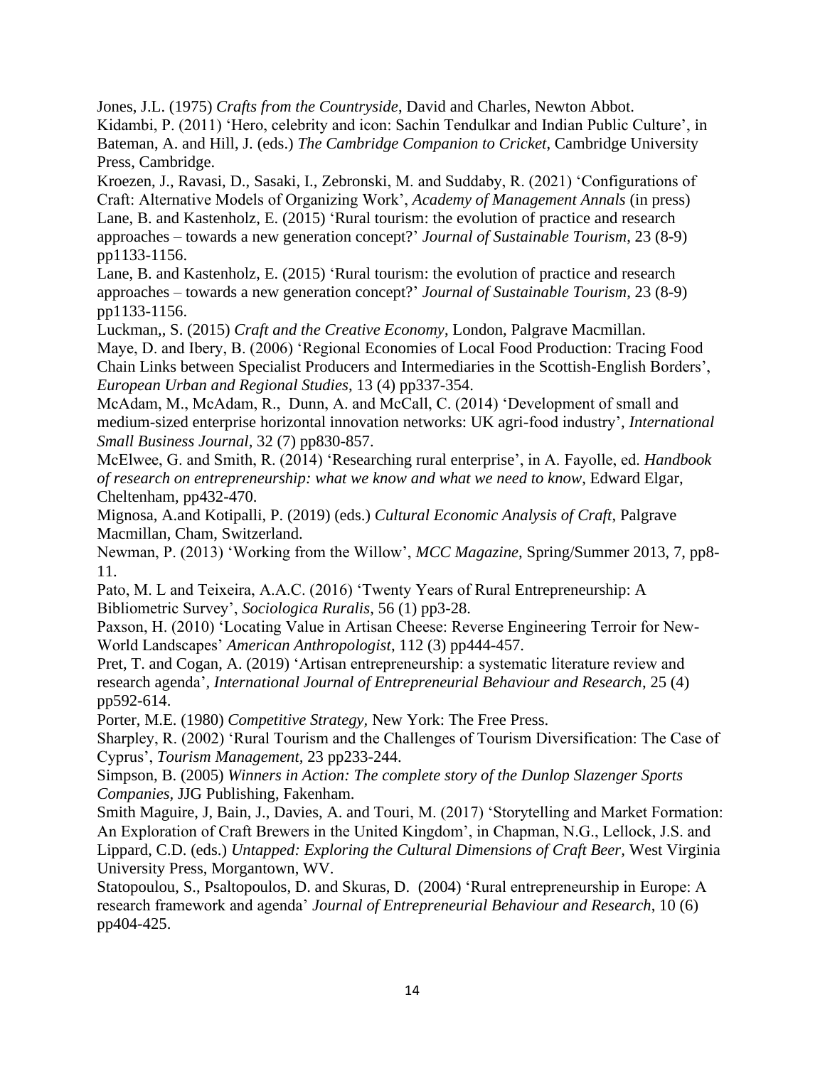Jones, J.L. (1975) *Crafts from the Countryside*, David and Charles, Newton Abbot.

Kidambi, P. (2011) 'Hero, celebrity and icon: Sachin Tendulkar and Indian Public Culture', in Bateman, A. and Hill, J. (eds.) *The Cambridge Companion to Cricket*, Cambridge University Press, Cambridge.

Kroezen, J., Ravasi, D., Sasaki, I., Zebronski, M. and Suddaby, R. (2021) 'Configurations of Craft: Alternative Models of Organizing Work', *Academy of Management Annals* (in press)

Lane, B. and Kastenholz, E. (2015) 'Rural tourism: the evolution of practice and research approaches – towards a new generation concept?' *Journal of Sustainable Tourism*, 23 (8-9) pp1133-1156.

Lane, B. and Kastenholz, E. (2015) 'Rural tourism: the evolution of practice and research approaches – towards a new generation concept?' *Journal of Sustainable Tourism*, 23 (8-9) pp1133-1156.

Luckman,, S. (2015) *Craft and the Creative Economy*, London, Palgrave Macmillan.

Maye, D. and Ibery, B. (2006) 'Regional Economies of Local Food Production: Tracing Food Chain Links between Specialist Producers and Intermediaries in the Scottish-English Borders', *European Urban and Regional Studies*, 13 (4) pp337-354.

McAdam, M., McAdam, R., Dunn, A. and McCall, C. (2014) 'Development of small and medium-sized enterprise horizontal innovation networks: UK agri-food industry', *International Small Business Journal*, 32 (7) pp830-857.

McElwee, G. and Smith, R. (2014) 'Researching rural enterprise', in A. Fayolle, ed. *Handbook of research on entrepreneurship: what we know and what we need to know*, Edward Elgar, Cheltenham, pp432-470.

Mignosa, A.and Kotipalli, P. (2019) (eds.) *Cultural Economic Analysis of Craft*, Palgrave Macmillan, Cham, Switzerland.

Newman, P. (2013) 'Working from the Willow', *MCC Magazine*, Spring/Summer 2013, 7, pp8-11.

Pato, M. L and Teixeira, A.A.C. (2016) 'Twenty Years of Rural Entrepreneurship: A Bibliometric Survey', *Sociologica Ruralis*, 56 (1) pp3-28.

Paxson, H. (2010) 'Locating Value in Artisan Cheese: Reverse Engineering Terroir for New-World Landscapes' *American Anthropologist*, 112 (3) pp444-457.

Pret, T. and Cogan, A. (2019) 'Artisan entrepreneurship: a systematic literature review and research agenda', *International Journal of Entrepreneurial Behaviour and Research*, 25 (4) pp592-614.

Porter, M.E. (1980) *Competitive Strategy,* New York: The Free Press.

Sharpley, R. (2002) 'Rural Tourism and the Challenges of Tourism Diversification: The Case of Cyprus', *Tourism Management*, 23 pp233-244.

Simpson, B. (2005) *Winners in Action: The complete story of the Dunlop Slazenger Sports Companies,* JJG Publishing, Fakenham.

Smith Maguire, J, Bain, J., Davies, A. and Touri, M. (2017) 'Storytelling and Market Formation: An Exploration of Craft Brewers in the United Kingdom', in Chapman, N.G., Lellock, J.S. and Lippard, C.D. (eds.) *Untapped: Exploring the Cultural Dimensions of Craft Beer*, West Virginia University Press, Morgantown, WV.

Statopoulou, S., Psaltopoulos, D. and Skuras, D. (2004) 'Rural entrepreneurship in Europe: A research framework and agenda' *Journal of Entrepreneurial Behaviour and Research*, 10 (6) pp404-425.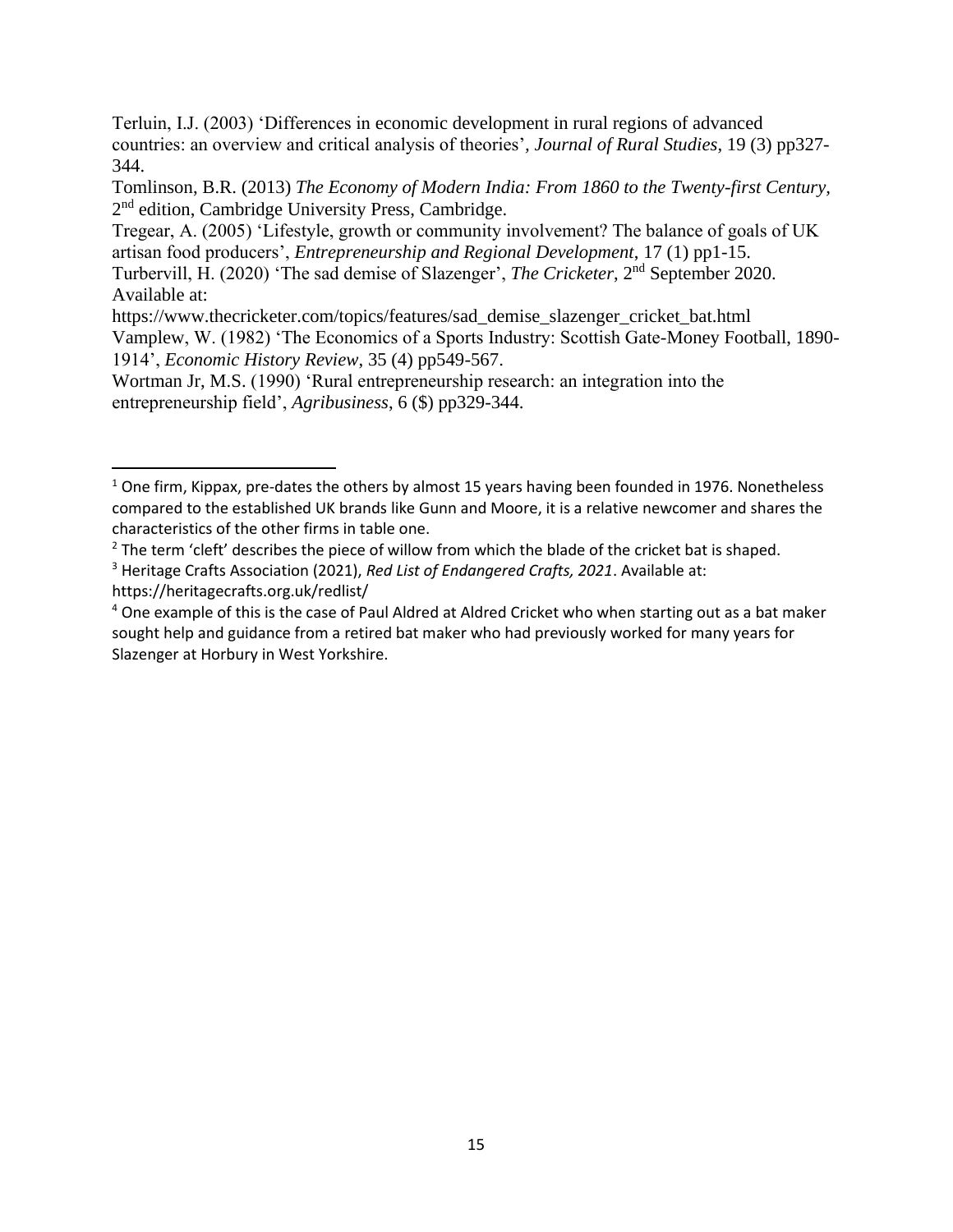Terluin, I.J. (2003) 'Differences in economic development in rural regions of advanced countries: an overview and critical analysis of theories', *Journal of Rural Studies*, 19 (3) pp327-344.

Tomlinson, B.R. (2013) *The Economy of Modern India: From 1860 to the Twenty-first Century*, 2nd edition, Cambridge University Press, Cambridge.

Tregear, A. (2005) 'Lifestyle, growth or community involvement? The balance of goals of UK artisan food producers', *Entrepreneurship and Regional Development*, 17 (1) pp1-15.

Turbervill, H. (2020) 'The sad demise of Slazenger', *The Cricketer*, 2nd September 2020. Available at: https://www.thecricketer.com/topics/features/sad_demise_slazenger_cricket_bat.html

Vamplew, W. (1982) 'The Economics of a Sports Industry: Scottish Gate-Money Football, 1890-1914', *Economic History Review*, 35 (4) pp549-567.

Wortman Jr, M.S. (1990) 'Rural entrepreneurship research: an integration into the entrepreneurship field', *Agribusiness*, 6 ($) pp329-344.

---

[1] One firm, Kippax, pre-dates the others by almost 15 years having been founded in 1976. Nonetheless compared to the established UK brands like Gunn and Moore, it is a relative newcomer and shares the characteristics of the other firms in table one.

[2] The term 'cleft' describes the piece of willow from which the blade of the cricket bat is shaped.

[3] Heritage Crafts Association (2021), *Red List of Endangered Crafts, 2021*. Available at: https://heritagecrafts.org.uk/redlist/

[4] One example of this is the case of Paul Aldred at Aldred Cricket who when starting out as a bat maker sought help and guidance from a retired bat maker who had previously worked for many years for Slazenger at Horbury in West Yorkshire.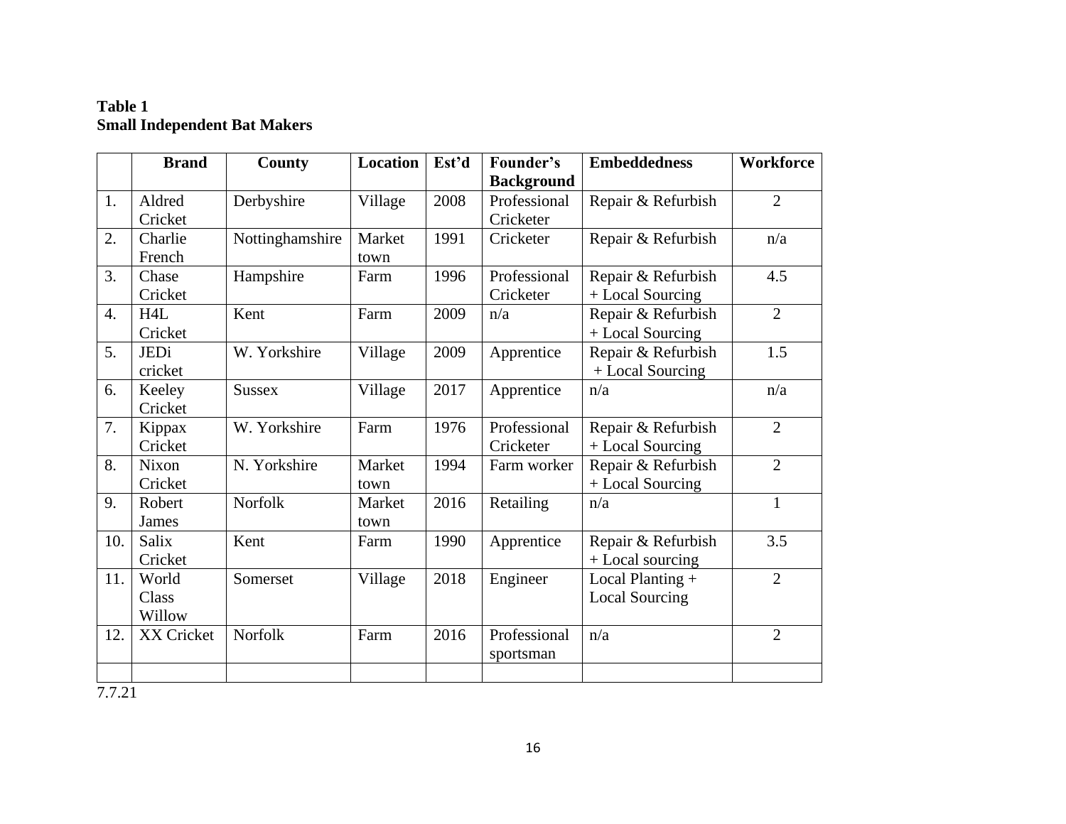**Table 1**
**Small Independent Bat Makers**

| | Brand | County | Location | Est'd | Founder's Background | Embeddedness | Workforce |
|---|---|---|---|---|---|---|---|
| 1. | Aldred Cricket | Derbyshire | Village | 2008 | Professional Cricketer | Repair & Refurbish | 2 |
| 2. | Charlie French | Nottinghamshire | Market town | 1991 | Cricketer | Repair & Refurbish | n/a |
| 3. | Chase Cricket | Hampshire | Farm | 1996 | Professional Cricketer | Repair & Refurbish + Local Sourcing | 4.5 |
| 4. | H4L Cricket | Kent | Farm | 2009 | n/a | Repair & Refurbish + Local Sourcing | 2 |
| 5. | JEDi cricket | W. Yorkshire | Village | 2009 | Apprentice | Repair & Refurbish + Local Sourcing | 1.5 |
| 6. | Keeley Cricket | Sussex | Village | 2017 | Apprentice | n/a | n/a |
| 7. | Kippax Cricket | W. Yorkshire | Farm | 1976 | Professional Cricketer | Repair & Refurbish + Local Sourcing | 2 |
| 8. | Nixon Cricket | N. Yorkshire | Market town | 1994 | Farm worker | Repair & Refurbish + Local Sourcing | 2 |
| 9. | Robert James | Norfolk | Market town | 2016 | Retailing | n/a | 1 |
| 10. | Salix Cricket | Kent | Farm | 1990 | Apprentice | Repair & Refurbish + Local sourcing | 3.5 |
| 11. | World Class Willow | Somerset | Village | 2018 | Engineer | Local Planting + Local Sourcing | 2 |
| 12. | XX Cricket | Norfolk | Farm | 2016 | Professional sportsman | n/a | 2 |
| | | | | | | | |

7.7.21